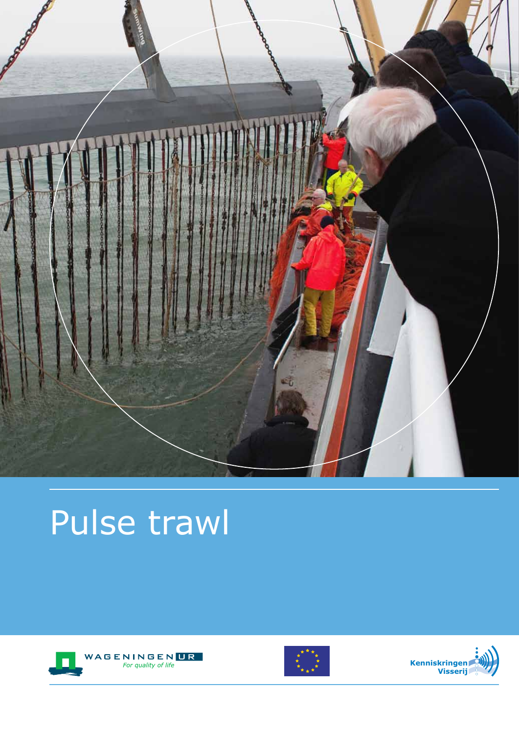# Pulse trawl

WAGENINGEN UR

*For quality of life*

Kenniskringen Visserij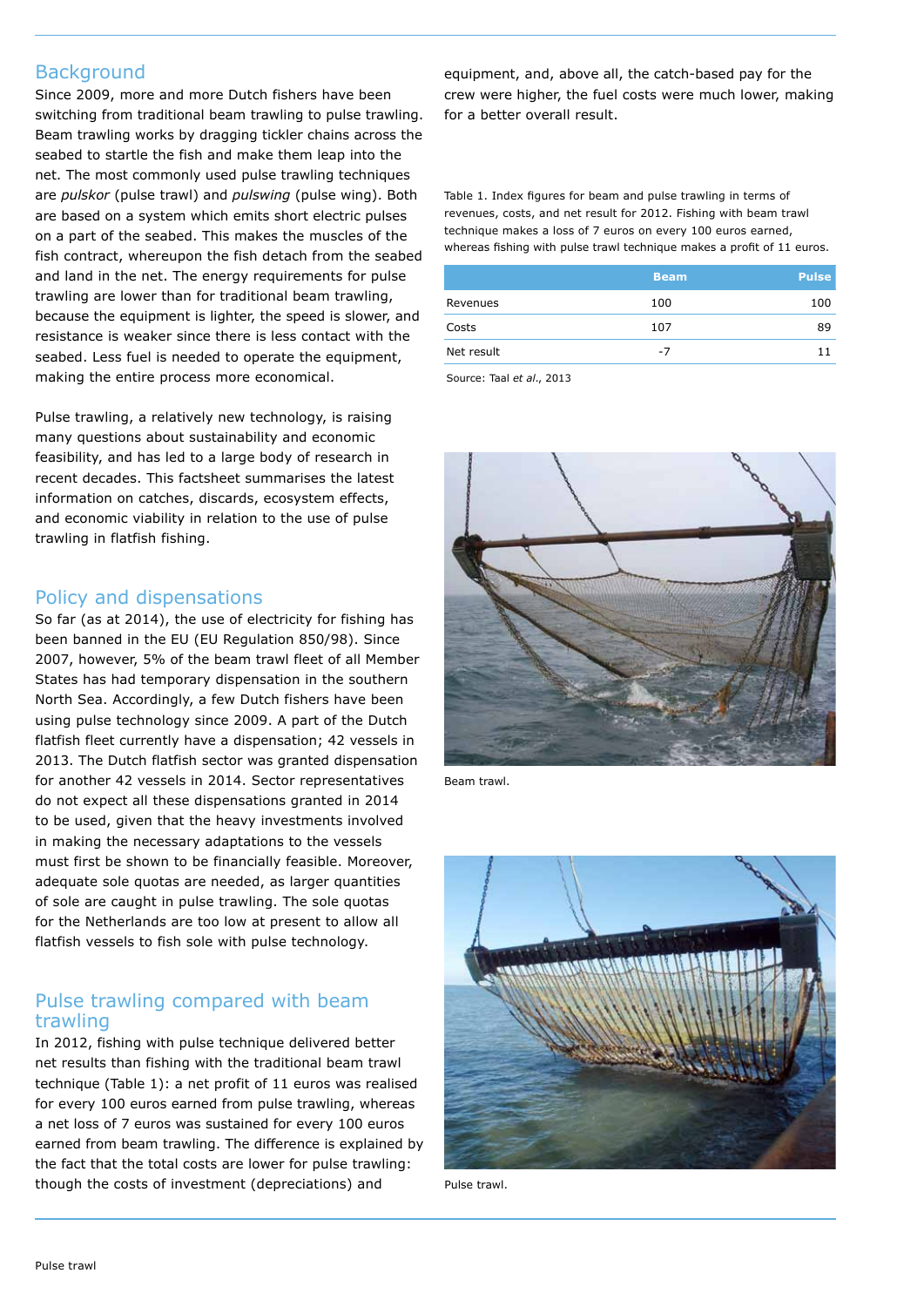## Background

Since 2009, more and more Dutch fishers have been switching from traditional beam trawling to pulse trawling. Beam trawling works by dragging tickler chains across the seabed to startle the fish and make them leap into the net. The most commonly used pulse trawling techniques are *pulskor* (pulse trawl) and *pulswing* (pulse wing). Both are based on a system which emits short electric pulses on a part of the seabed. This makes the muscles of the fish contract, whereupon the fish detach from the seabed and land in the net. The energy requirements for pulse trawling are lower than for traditional beam trawling, because the equipment is lighter, the speed is slower, and resistance is weaker since there is less contact with the seabed. Less fuel is needed to operate the equipment, making the entire process more economical.

Pulse trawling, a relatively new technology, is raising many questions about sustainability and economic feasibility, and has led to a large body of research in recent decades. This factsheet summarises the latest information on catches, discards, ecosystem effects, and economic viability in relation to the use of pulse trawling in flatfish fishing.

## Policy and dispensations

So far (as at 2014), the use of electricity for fishing has been banned in the EU (EU Regulation 850/98). Since 2007, however, 5% of the beam trawl fleet of all Member States has had temporary dispensation in the southern North Sea. Accordingly, a few Dutch fishers have been using pulse technology since 2009. A part of the Dutch flatfish fleet currently have a dispensation; 42 vessels in 2013. The Dutch flatfish sector was granted dispensation for another 42 vessels in 2014. Sector representatives do not expect all these dispensations granted in 2014 to be used, given that the heavy investments involved in making the necessary adaptations to the vessels must first be shown to be financially feasible. Moreover, adequate sole quotas are needed, as larger quantities of sole are caught in pulse trawling. The sole quotas for the Netherlands are too low at present to allow all flatfish vessels to fish sole with pulse technology.

## Pulse trawling compared with beam trawling

In 2012, fishing with pulse technique delivered better net results than fishing with the traditional beam trawl technique (Table 1): a net profit of 11 euros was realised for every 100 euros earned from pulse trawling, whereas a net loss of 7 euros was sustained for every 100 euros earned from beam trawling. The difference is explained by the fact that the total costs are lower for pulse trawling: though the costs of investment (depreciations) and equipment, and, above all, the catch-based pay for the crew were higher, the fuel costs were much lower, making for a better overall result.

Table 1. Index figures for beam and pulse trawling in terms of revenues, costs, and net result for 2012. Fishing with beam trawl technique makes a loss of 7 euros on every 100 euros earned, whereas fishing with pulse trawl technique makes a profit of 11 euros.

| | Beam | Pulse |
|---|---|---|
| Revenues | 100 | 100 |
| Costs | 107 | 89 |
| Net result | -7 | 11 |

Source: Taal *et al*., 2013

Beam trawl.

Pulse trawl.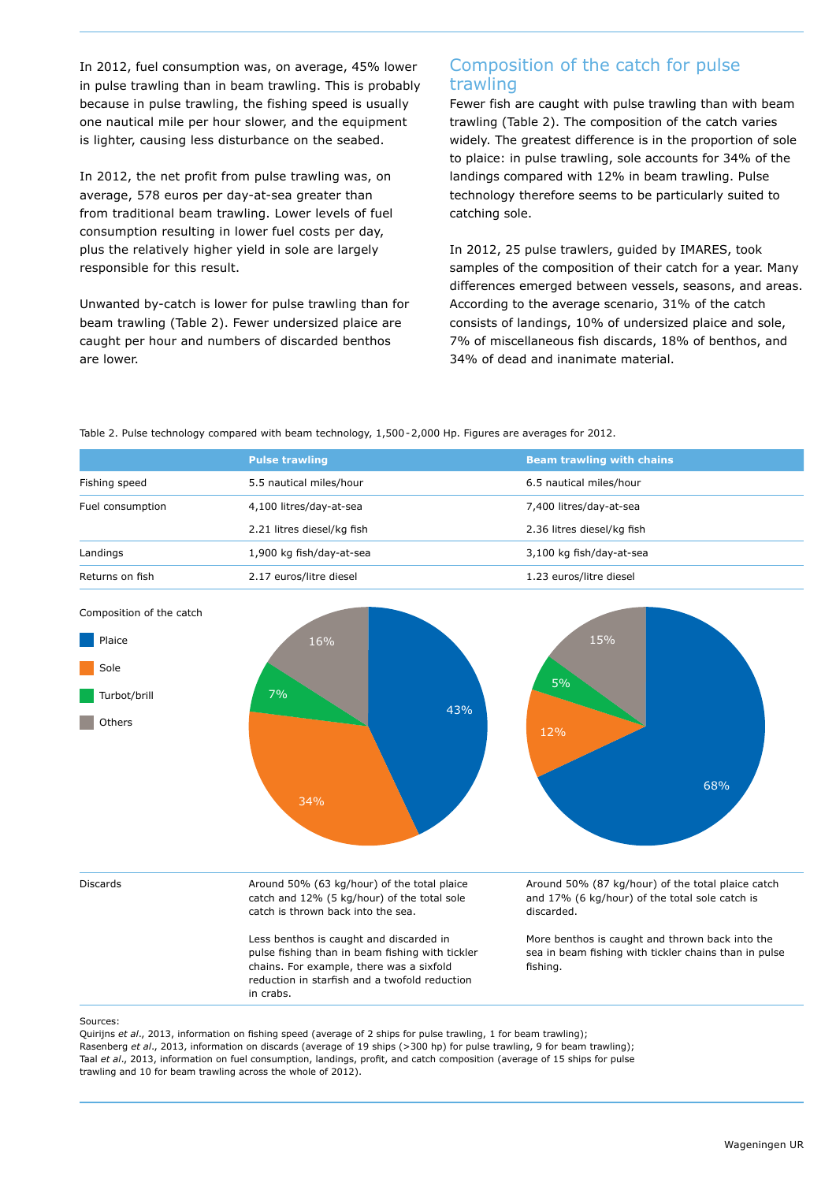In 2012, fuel consumption was, on average, 45% lower in pulse trawling than in beam trawling. This is probably because in pulse trawling, the fishing speed is usually one nautical mile per hour slower, and the equipment is lighter, causing less disturbance on the seabed.

In 2012, the net profit from pulse trawling was, on average, 578 euros per day-at-sea greater than from traditional beam trawling. Lower levels of fuel consumption resulting in lower fuel costs per day, plus the relatively higher yield in sole are largely responsible for this result.

Unwanted by-catch is lower for pulse trawling than for beam trawling (Table 2). Fewer undersized plaice are caught per hour and numbers of discarded benthos are lower.

## Composition of the catch for pulse trawling

Fewer fish are caught with pulse trawling than with beam trawling (Table 2). The composition of the catch varies widely. The greatest difference is in the proportion of sole to plaice: in pulse trawling, sole accounts for 34% of the landings compared with 12% in beam trawling. Pulse technology therefore seems to be particularly suited to catching sole.

In 2012, 25 pulse trawlers, guided by IMARES, took samples of the composition of their catch for a year. Many differences emerged between vessels, seasons, and areas. According to the average scenario, 31% of the catch consists of landings, 10% of undersized plaice and sole, 7% of miscellaneous fish discards, 18% of benthos, and 34% of dead and inanimate material.

Table 2. Pulse technology compared with beam technology, 1,500 - 2,000 Hp. Figures are averages for 2012.

| | Pulse trawling | Beam trawling with chains |
|---|---|---|
| Fishing speed | 5.5 nautical miles/hour | 6.5 nautical miles/hour |
| Fuel consumption | 4,100 litres/day-at-sea | 7,400 litres/day-at-sea |
| | 2.21 litres diesel/kg fish | 2.36 litres diesel/kg fish |
| Landings | 1,900 kg fish/day-at-sea | 3,100 kg fish/day-at-sea |
| Returns on fish | 2.17 euros/litre diesel | 1.23 euros/litre diesel |
| Composition of the catch | Plaice 43%, Sole 34%, Turbot/brill 7%, Others 16% | Plaice 68%, Sole 12%, Turbot/brill 5%, Others 15% |
| Discards | Around 50% (63 kg/hour) of the total plaice catch and 12% (5 kg/hour) of the total sole catch is thrown back into the sea. Less benthos is caught and discarded in pulse fishing than in beam fishing with tickler chains. For example, there was a sixfold reduction in starfish and a twofold reduction in crabs. | Around 50% (87 kg/hour) of the total plaice catch and 17% (6 kg/hour) of the total sole catch is discarded. More benthos is caught and thrown back into the sea in beam fishing with tickler chains than in pulse fishing. |

Sources:
Quirijns *et al*., 2013, information on fishing speed (average of 2 ships for pulse trawling, 1 for beam trawling);
Rasenberg *et al*., 2013, information on discards (average of 19 ships (>300 hp) for pulse trawling, 9 for beam trawling);
Taal *et al*., 2013, information on fuel consumption, landings, profit, and catch composition (average of 15 ships for pulse trawling and 10 for beam trawling across the whole of 2012).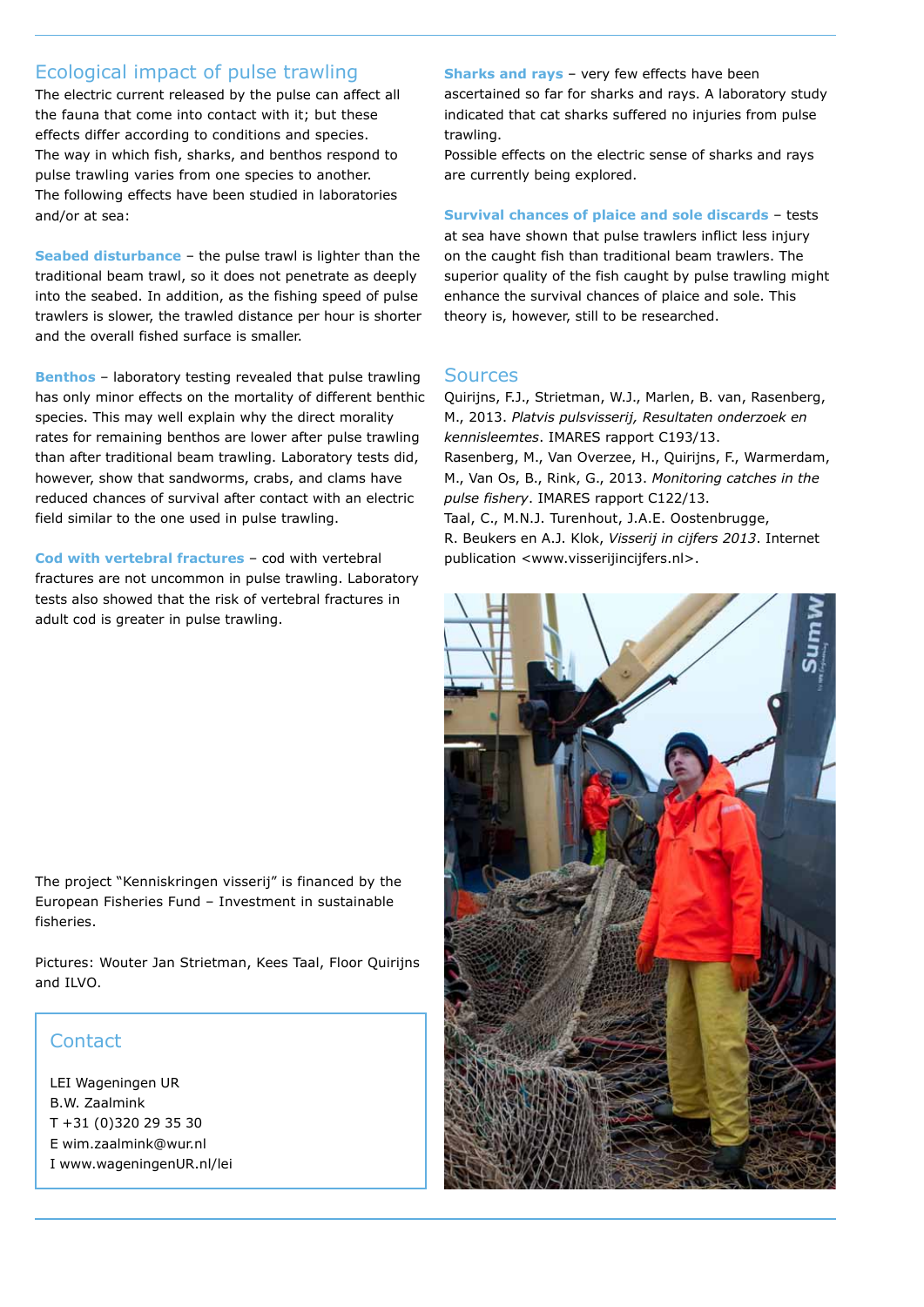## Ecological impact of pulse trawling

The electric current released by the pulse can affect all the fauna that come into contact with it; but these effects differ according to conditions and species. The way in which fish, sharks, and benthos respond to pulse trawling varies from one species to another. The following effects have been studied in laboratories and/or at sea:

**Seabed disturbance** – the pulse trawl is lighter than the traditional beam trawl, so it does not penetrate as deeply into the seabed. In addition, as the fishing speed of pulse trawlers is slower, the trawled distance per hour is shorter and the overall fished surface is smaller.

**Benthos** – laboratory testing revealed that pulse trawling has only minor effects on the mortality of different benthic species. This may well explain why the direct morality rates for remaining benthos are lower after pulse trawling than after traditional beam trawling. Laboratory tests did, however, show that sandworms, crabs, and clams have reduced chances of survival after contact with an electric field similar to the one used in pulse trawling.

**Cod with vertebral fractures** – cod with vertebral fractures are not uncommon in pulse trawling. Laboratory tests also showed that the risk of vertebral fractures in adult cod is greater in pulse trawling.

**Sharks and rays** – very few effects have been ascertained so far for sharks and rays. A laboratory study indicated that cat sharks suffered no injuries from pulse trawling.
Possible effects on the electric sense of sharks and rays are currently being explored.

**Survival chances of plaice and sole discards** – tests at sea have shown that pulse trawlers inflict less injury on the caught fish than traditional beam trawlers. The superior quality of the fish caught by pulse trawling might enhance the survival chances of plaice and sole. This theory is, however, still to be researched.

## Sources

Quirijns, F.J., Strietman, W.J., Marlen, B. van, Rasenberg, M., 2013. *Platvis pulsvisserij, Resultaten onderzoek en kennisleemtes*. IMARES rapport C193/13.
Rasenberg, M., Van Overzee, H., Quirijns, F., Warmerdam, M., Van Os, B., Rink, G., 2013. *Monitoring catches in the pulse fishery*. IMARES rapport C122/13.
Taal, C., M.N.J. Turenhout, J.A.E. Oostenbrugge, R. Beukers en A.J. Klok, *Visserij in cijfers 2013*. Internet publication <www.visserijincijfers.nl>.

The project "Kenniskringen visserij" is financed by the European Fisheries Fund – Investment in sustainable fisheries.

Pictures: Wouter Jan Strietman, Kees Taal, Floor Quirijns and ILVO.

## Contact

LEI Wageningen UR
B.W. Zaalmink
T +31 (0)320 29 35 30
E wim.zaalmink@wur.nl
I www.wageningenUR.nl/lei